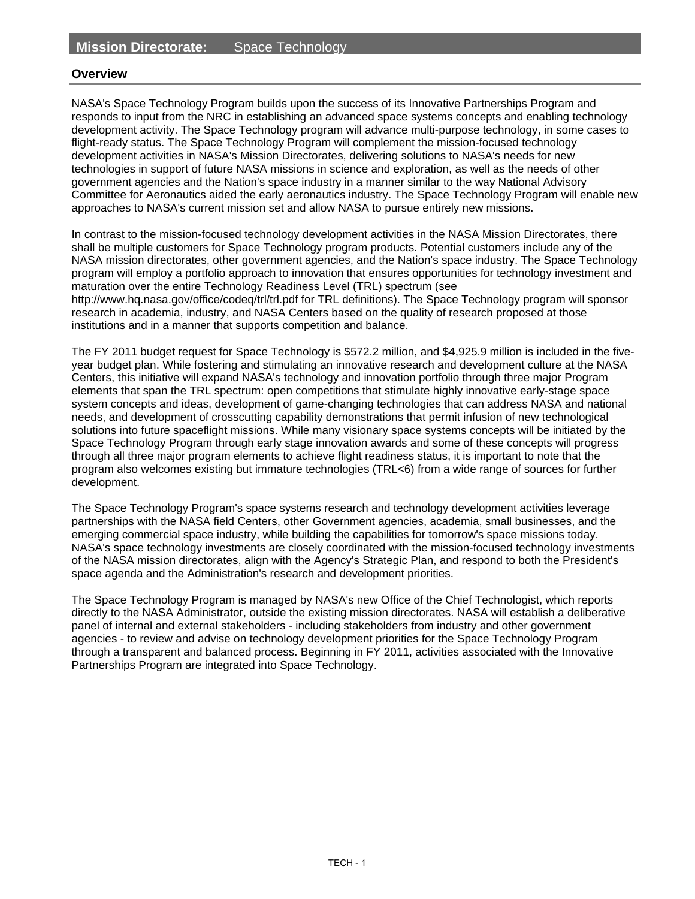# Mission Directorate: Space Technology

## Overview

NASA's Space Technology Program builds upon the success of its Innovative Partnerships Program and responds to input from the NRC in establishing an advanced space systems concepts and enabling technology development activity. The Space Technology program will advance multi-purpose technology, in some cases to flight-ready status. The Space Technology Program will complement the mission-focused technology development activities in NASA's Mission Directorates, delivering solutions to NASA's needs for new technologies in support of future NASA missions in science and exploration, as well as the needs of other government agencies and the Nation's space industry in a manner similar to the way National Advisory Committee for Aeronautics aided the early aeronautics industry. The Space Technology Program will enable new approaches to NASA's current mission set and allow NASA to pursue entirely new missions.

In contrast to the mission-focused technology development activities in the NASA Mission Directorates, there shall be multiple customers for Space Technology program products. Potential customers include any of the NASA mission directorates, other government agencies, and the Nation's space industry. The Space Technology program will employ a portfolio approach to innovation that ensures opportunities for technology investment and maturation over the entire Technology Readiness Level (TRL) spectrum (see http://www.hq.nasa.gov/office/codeq/trl/trl.pdf for TRL definitions). The Space Technology program will sponsor research in academia, industry, and NASA Centers based on the quality of research proposed at those institutions and in a manner that supports competition and balance.

The FY 2011 budget request for Space Technology is $572.2 million, and $4,925.9 million is included in the five-year budget plan. While fostering and stimulating an innovative research and development culture at the NASA Centers, this initiative will expand NASA's technology and innovation portfolio through three major Program elements that span the TRL spectrum: open competitions that stimulate highly innovative early-stage space system concepts and ideas, development of game-changing technologies that can address NASA and national needs, and development of crosscutting capability demonstrations that permit infusion of new technological solutions into future spaceflight missions. While many visionary space systems concepts will be initiated by the Space Technology Program through early stage innovation awards and some of these concepts will progress through all three major program elements to achieve flight readiness status, it is important to note that the program also welcomes existing but immature technologies (TRL<6) from a wide range of sources for further development.

The Space Technology Program's space systems research and technology development activities leverage partnerships with the NASA field Centers, other Government agencies, academia, small businesses, and the emerging commercial space industry, while building the capabilities for tomorrow's space missions today. NASA's space technology investments are closely coordinated with the mission-focused technology investments of the NASA mission directorates, align with the Agency's Strategic Plan, and respond to both the President's space agenda and the Administration's research and development priorities.

The Space Technology Program is managed by NASA's new Office of the Chief Technologist, which reports directly to the NASA Administrator, outside the existing mission directorates. NASA will establish a deliberative panel of internal and external stakeholders - including stakeholders from industry and other government agencies - to review and advise on technology development priorities for the Space Technology Program through a transparent and balanced process. Beginning in FY 2011, activities associated with the Innovative Partnerships Program are integrated into Space Technology.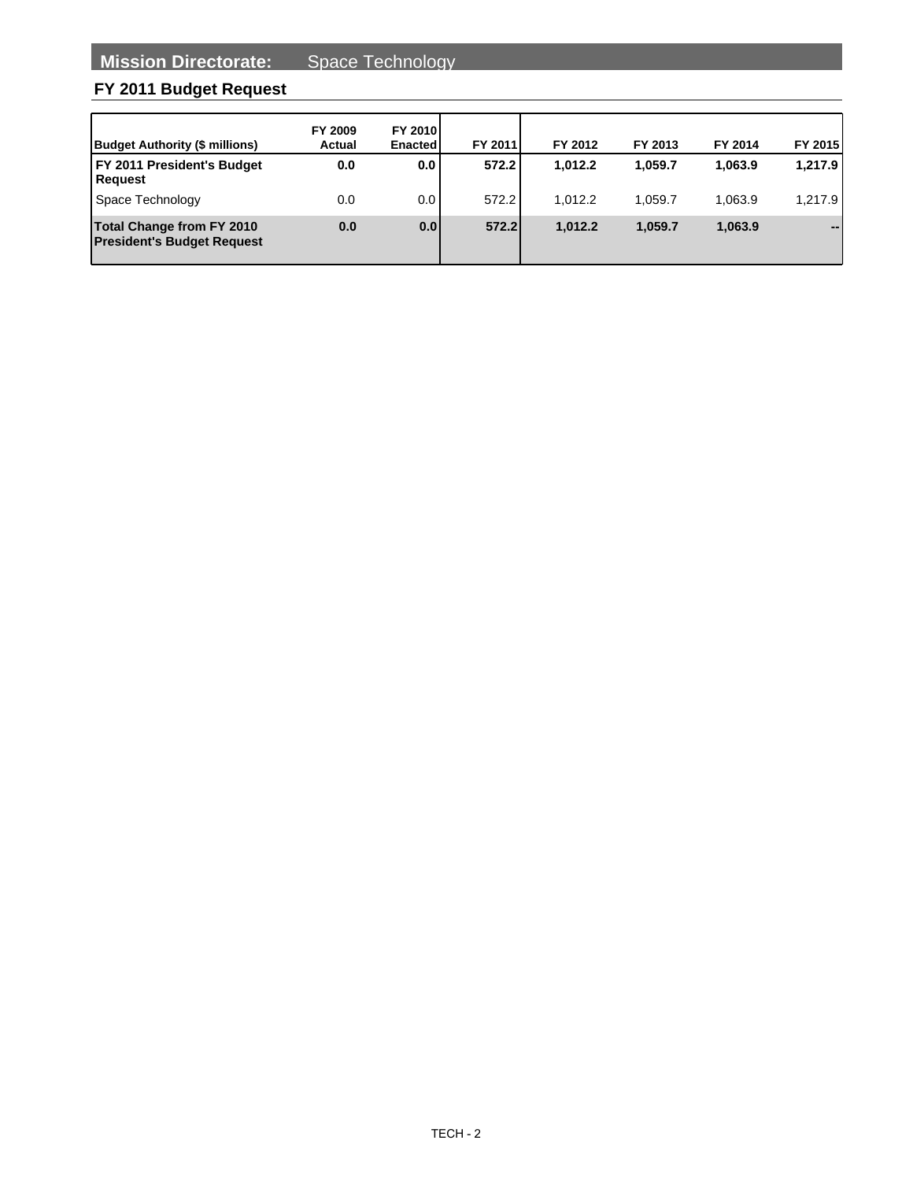# Mission Directorate: Space Technology

## FY 2011 Budget Request

| Budget Authority ($ millions) | FY 2009 Actual | FY 2010 Enacted | FY 2011 | FY 2012 | FY 2013 | FY 2014 | FY 2015 |
|---|---|---|---|---|---|---|---|
| **FY 2011 President's Budget Request** | **0.0** | **0.0** | **572.2** | **1,012.2** | **1,059.7** | **1,063.9** | **1,217.9** |
| Space Technology | 0.0 | 0.0 | 572.2 | 1,012.2 | 1,059.7 | 1,063.9 | 1,217.9 |
| **Total Change from FY 2010 President's Budget Request** | **0.0** | **0.0** | **572.2** | **1,012.2** | **1,059.7** | **1,063.9** | **--** |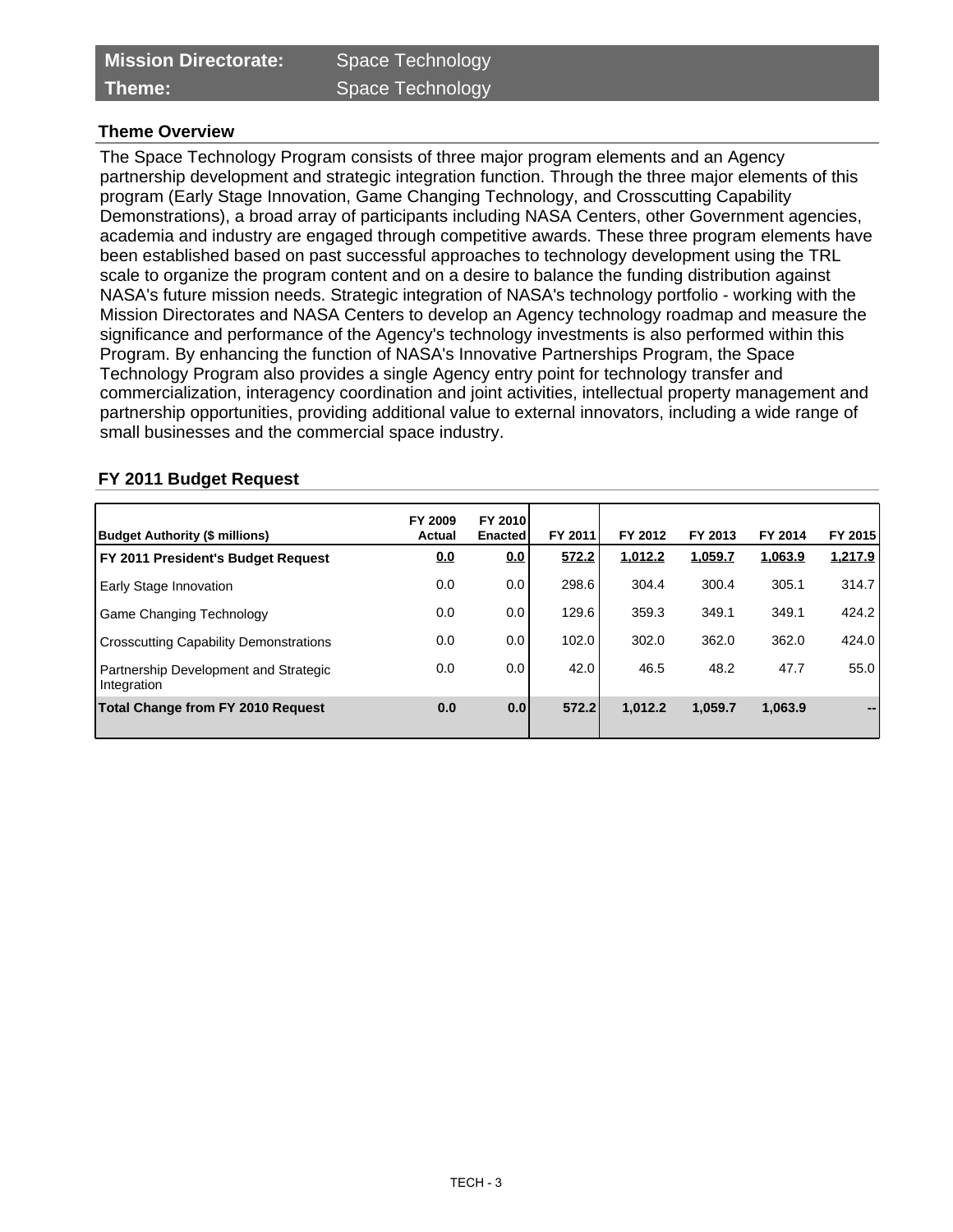| **Mission Directorate:** | Space Technology |
| --- | --- |
| **Theme:** | Space Technology |

### Theme Overview

The Space Technology Program consists of three major program elements and an Agency partnership development and strategic integration function. Through the three major elements of this program (Early Stage Innovation, Game Changing Technology, and Crosscutting Capability Demonstrations), a broad array of participants including NASA Centers, other Government agencies, academia and industry are engaged through competitive awards. These three program elements have been established based on past successful approaches to technology development using the TRL scale to organize the program content and on a desire to balance the funding distribution against NASA's future mission needs. Strategic integration of NASA's technology portfolio - working with the Mission Directorates and NASA Centers to develop an Agency technology roadmap and measure the significance and performance of the Agency's technology investments is also performed within this Program. By enhancing the function of NASA's Innovative Partnerships Program, the Space Technology Program also provides a single Agency entry point for technology transfer and commercialization, interagency coordination and joint activities, intellectual property management and partnership opportunities, providing additional value to external innovators, including a wide range of small businesses and the commercial space industry.

### FY 2011 Budget Request

| Budget Authority ($ millions) | FY 2009 Actual | FY 2010 Enacted | FY 2011 | FY 2012 | FY 2013 | FY 2014 | FY 2015 |
| --- | --- | --- | --- | --- | --- | --- | --- |
| **FY 2011 President's Budget Request** | **0.0** | **0.0** | **572.2** | **1,012.2** | **1,059.7** | **1,063.9** | **1,217.9** |
| Early Stage Innovation | 0.0 | 0.0 | 298.6 | 304.4 | 300.4 | 305.1 | 314.7 |
| Game Changing Technology | 0.0 | 0.0 | 129.6 | 359.3 | 349.1 | 349.1 | 424.2 |
| Crosscutting Capability Demonstrations | 0.0 | 0.0 | 102.0 | 302.0 | 362.0 | 362.0 | 424.0 |
| Partnership Development and Strategic Integration | 0.0 | 0.0 | 42.0 | 46.5 | 48.2 | 47.7 | 55.0 |
| **Total Change from FY 2010 Request** | **0.0** | **0.0** | **572.2** | **1,012.2** | **1,059.7** | **1,063.9** | **--** |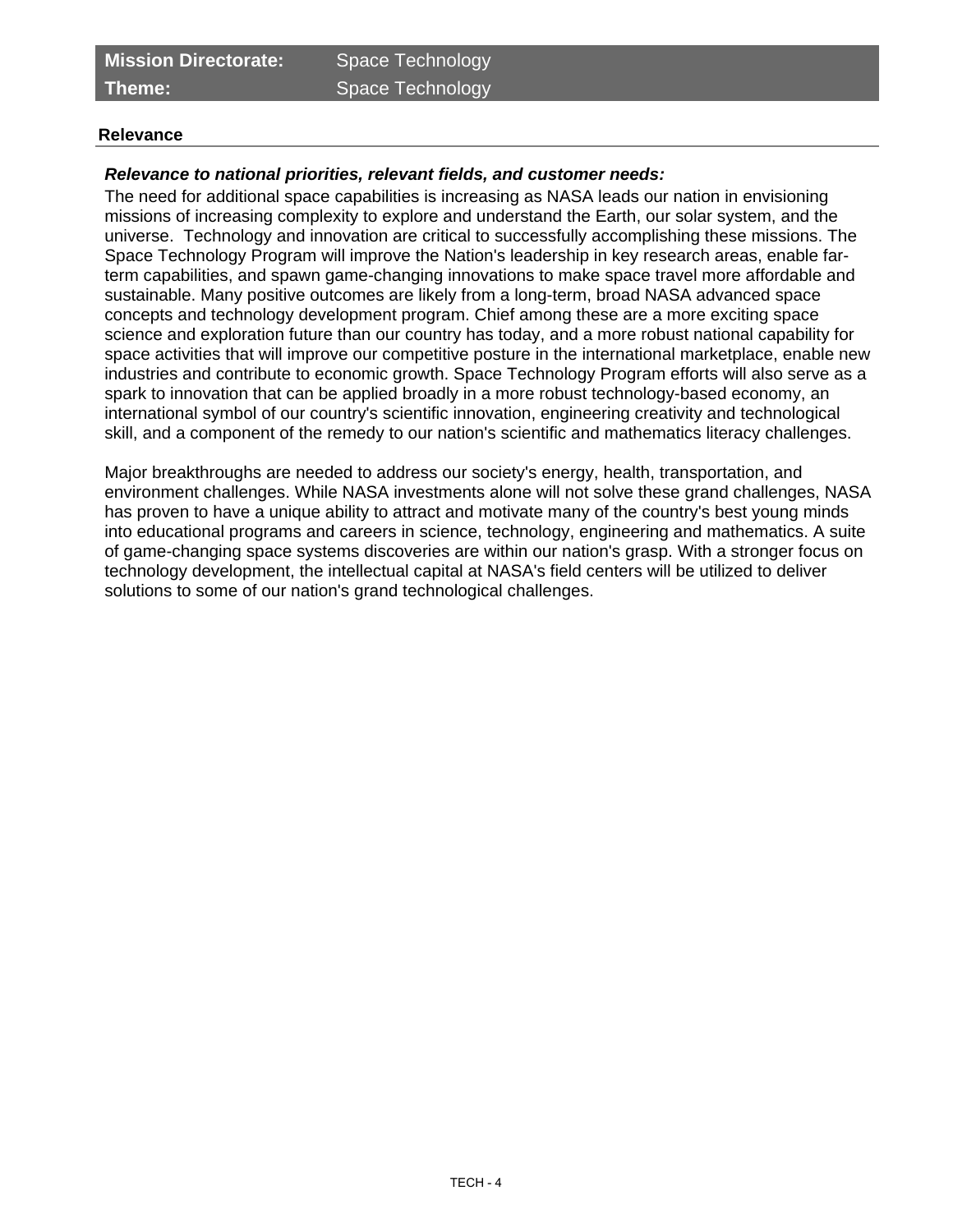| **Mission Directorate:** | Space Technology |
| --- | --- |
| **Theme:** | Space Technology |

## Relevance

***Relevance to national priorities, relevant fields, and customer needs:***

The need for additional space capabilities is increasing as NASA leads our nation in envisioning missions of increasing complexity to explore and understand the Earth, our solar system, and the universe. Technology and innovation are critical to successfully accomplishing these missions. The Space Technology Program will improve the Nation's leadership in key research areas, enable far-term capabilities, and spawn game-changing innovations to make space travel more affordable and sustainable. Many positive outcomes are likely from a long-term, broad NASA advanced space concepts and technology development program. Chief among these are a more exciting space science and exploration future than our country has today, and a more robust national capability for space activities that will improve our competitive posture in the international marketplace, enable new industries and contribute to economic growth. Space Technology Program efforts will also serve as a spark to innovation that can be applied broadly in a more robust technology-based economy, an international symbol of our country's scientific innovation, engineering creativity and technological skill, and a component of the remedy to our nation's scientific and mathematics literacy challenges.

Major breakthroughs are needed to address our society's energy, health, transportation, and environment challenges. While NASA investments alone will not solve these grand challenges, NASA has proven to have a unique ability to attract and motivate many of the country's best young minds into educational programs and careers in science, technology, engineering and mathematics. A suite of game-changing space systems discoveries are within our nation's grasp. With a stronger focus on technology development, the intellectual capital at NASA's field centers will be utilized to deliver solutions to some of our nation's grand technological challenges.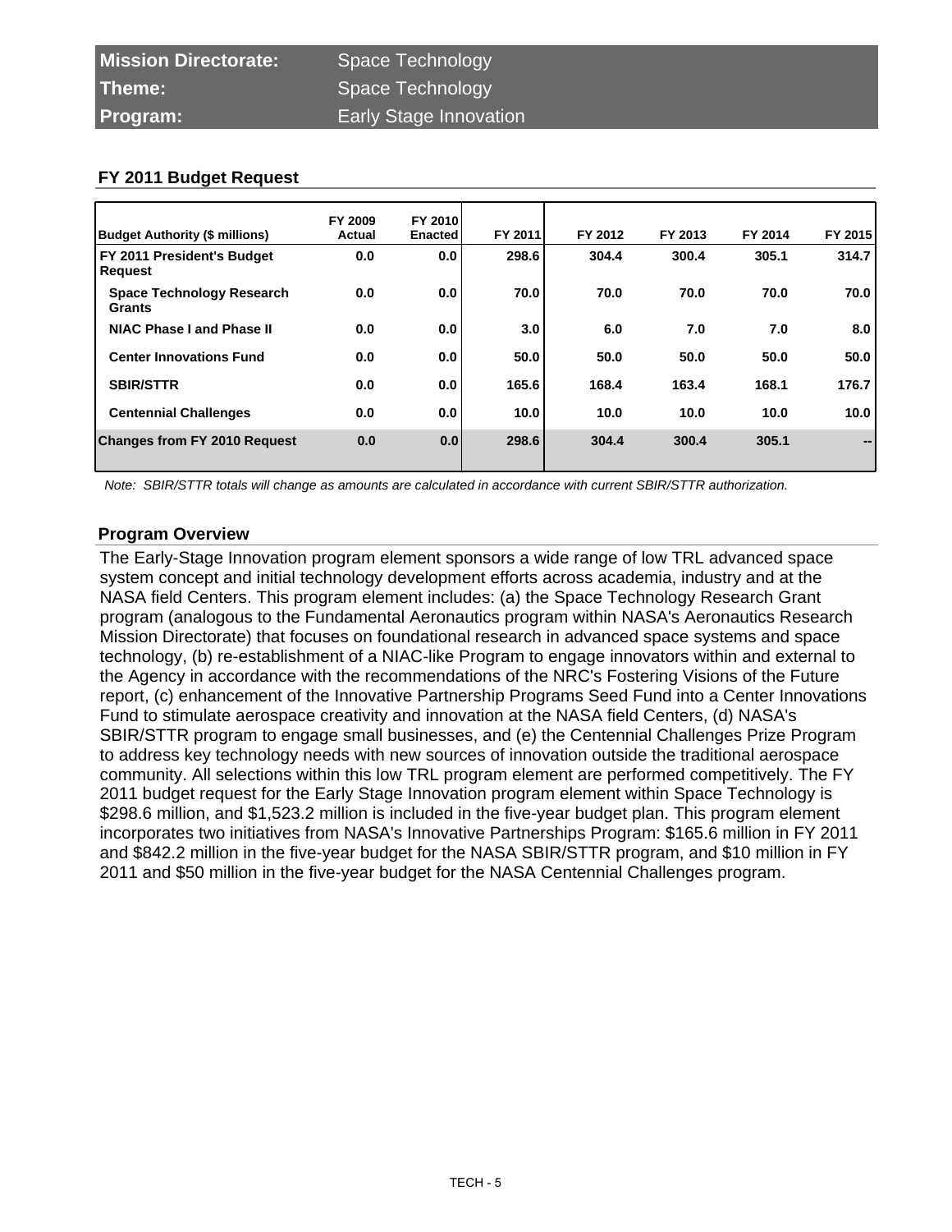| **Mission Directorate:** | Space Technology |
|---|---|
| **Theme:** | Space Technology |
| **Program:** | Early Stage Innovation |

## FY 2011 Budget Request

| Budget Authority ($ millions) | FY 2009 Actual | FY 2010 Enacted | FY 2011 | FY 2012 | FY 2013 | FY 2014 | FY 2015 |
|---|---|---|---|---|---|---|---|
| **FY 2011 President's Budget Request** | 0.0 | 0.0 | 298.6 | 304.4 | 300.4 | 305.1 | 314.7 |
| Space Technology Research Grants | 0.0 | 0.0 | 70.0 | 70.0 | 70.0 | 70.0 | 70.0 |
| NIAC Phase I and Phase II | 0.0 | 0.0 | 3.0 | 6.0 | 7.0 | 7.0 | 8.0 |
| Center Innovations Fund | 0.0 | 0.0 | 50.0 | 50.0 | 50.0 | 50.0 | 50.0 |
| SBIR/STTR | 0.0 | 0.0 | 165.6 | 168.4 | 163.4 | 168.1 | 176.7 |
| Centennial Challenges | 0.0 | 0.0 | 10.0 | 10.0 | 10.0 | 10.0 | 10.0 |
| **Changes from FY 2010 Request** | 0.0 | 0.0 | 298.6 | 304.4 | 300.4 | 305.1 | -- |

*Note: SBIR/STTR totals will change as amounts are calculated in accordance with current SBIR/STTR authorization.*

## Program Overview

The Early-Stage Innovation program element sponsors a wide range of low TRL advanced space system concept and initial technology development efforts across academia, industry and at the NASA field Centers. This program element includes: (a) the Space Technology Research Grant program (analogous to the Fundamental Aeronautics program within NASA's Aeronautics Research Mission Directorate) that focuses on foundational research in advanced space systems and space technology, (b) re-establishment of a NIAC-like Program to engage innovators within and external to the Agency in accordance with the recommendations of the NRC's Fostering Visions of the Future report, (c) enhancement of the Innovative Partnership Programs Seed Fund into a Center Innovations Fund to stimulate aerospace creativity and innovation at the NASA field Centers, (d) NASA's SBIR/STTR program to engage small businesses, and (e) the Centennial Challenges Prize Program to address key technology needs with new sources of innovation outside the traditional aerospace community. All selections within this low TRL program element are performed competitively. The FY 2011 budget request for the Early Stage Innovation program element within Space Technology is $298.6 million, and $1,523.2 million is included in the five-year budget plan. This program element incorporates two initiatives from NASA's Innovative Partnerships Program: $165.6 million in FY 2011 and $842.2 million in the five-year budget for the NASA SBIR/STTR program, and $10 million in FY 2011 and $50 million in the five-year budget for the NASA Centennial Challenges program.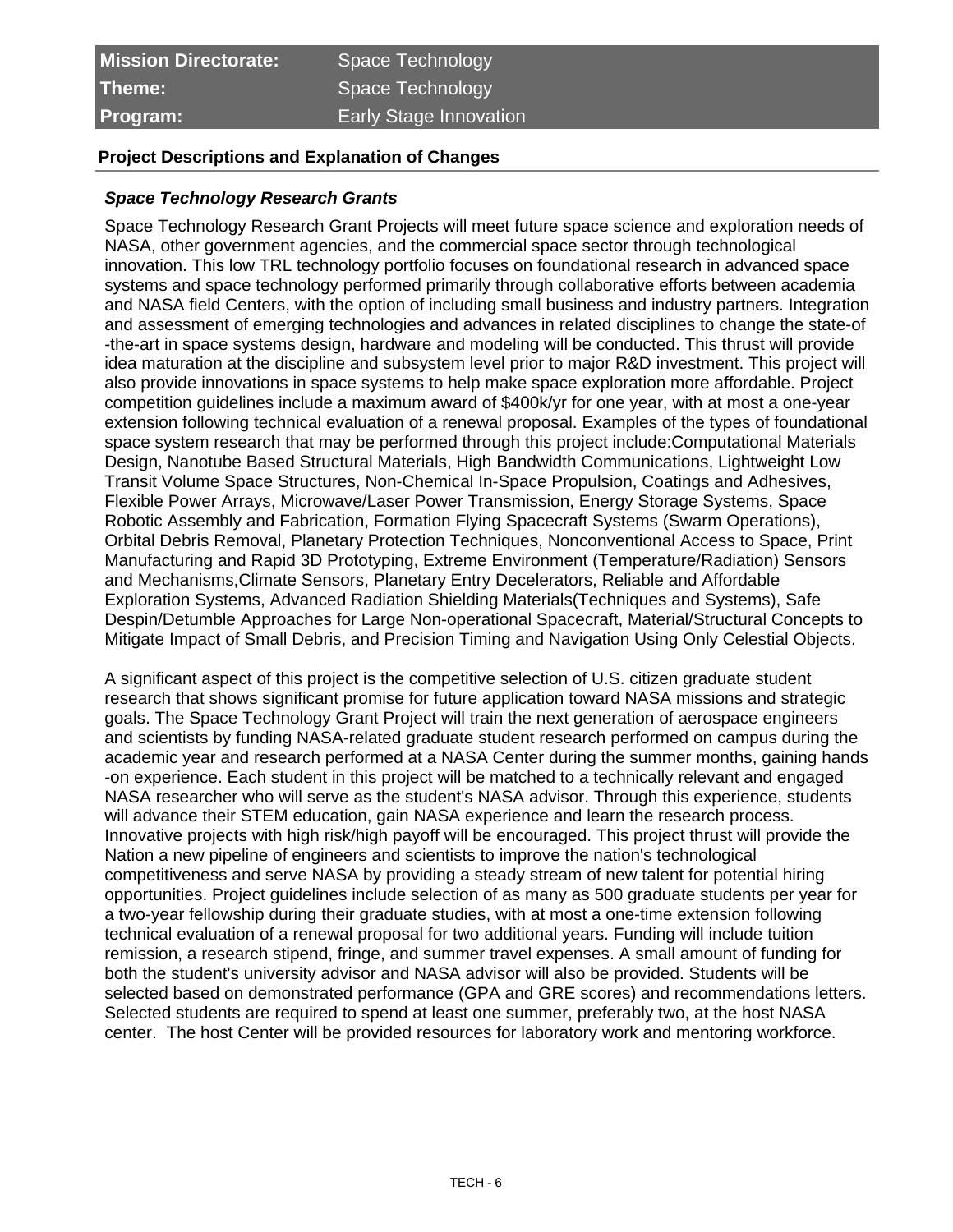| **Mission Directorate:** | Space Technology |
| --- | --- |
| **Theme:** | Space Technology |
| **Program:** | Early Stage Innovation |

## Project Descriptions and Explanation of Changes

### *Space Technology Research Grants*

Space Technology Research Grant Projects will meet future space science and exploration needs of NASA, other government agencies, and the commercial space sector through technological innovation. This low TRL technology portfolio focuses on foundational research in advanced space systems and space technology performed primarily through collaborative efforts between academia and NASA field Centers, with the option of including small business and industry partners. Integration and assessment of emerging technologies and advances in related disciplines to change the state-of-the-art in space systems design, hardware and modeling will be conducted. This thrust will provide idea maturation at the discipline and subsystem level prior to major R&D investment. This project will also provide innovations in space systems to help make space exploration more affordable. Project competition guidelines include a maximum award of $400k/yr for one year, with at most a one-year extension following technical evaluation of a renewal proposal. Examples of the types of foundational space system research that may be performed through this project include:Computational Materials Design, Nanotube Based Structural Materials, High Bandwidth Communications, Lightweight Low Transit Volume Space Structures, Non-Chemical In-Space Propulsion, Coatings and Adhesives, Flexible Power Arrays, Microwave/Laser Power Transmission, Energy Storage Systems, Space Robotic Assembly and Fabrication, Formation Flying Spacecraft Systems (Swarm Operations), Orbital Debris Removal, Planetary Protection Techniques, Nonconventional Access to Space, Print Manufacturing and Rapid 3D Prototyping, Extreme Environment (Temperature/Radiation) Sensors and Mechanisms,Climate Sensors, Planetary Entry Decelerators, Reliable and Affordable Exploration Systems, Advanced Radiation Shielding Materials(Techniques and Systems), Safe Despin/Detumble Approaches for Large Non-operational Spacecraft, Material/Structural Concepts to Mitigate Impact of Small Debris, and Precision Timing and Navigation Using Only Celestial Objects.

A significant aspect of this project is the competitive selection of U.S. citizen graduate student research that shows significant promise for future application toward NASA missions and strategic goals. The Space Technology Grant Project will train the next generation of aerospace engineers and scientists by funding NASA-related graduate student research performed on campus during the academic year and research performed at a NASA Center during the summer months, gaining hands-on experience. Each student in this project will be matched to a technically relevant and engaged NASA researcher who will serve as the student's NASA advisor. Through this experience, students will advance their STEM education, gain NASA experience and learn the research process. Innovative projects with high risk/high payoff will be encouraged. This project thrust will provide the Nation a new pipeline of engineers and scientists to improve the nation's technological competitiveness and serve NASA by providing a steady stream of new talent for potential hiring opportunities. Project guidelines include selection of as many as 500 graduate students per year for a two-year fellowship during their graduate studies, with at most a one-time extension following technical evaluation of a renewal proposal for two additional years. Funding will include tuition remission, a research stipend, fringe, and summer travel expenses. A small amount of funding for both the student's university advisor and NASA advisor will also be provided. Students will be selected based on demonstrated performance (GPA and GRE scores) and recommendations letters. Selected students are required to spend at least one summer, preferably two, at the host NASA center. The host Center will be provided resources for laboratory work and mentoring workforce.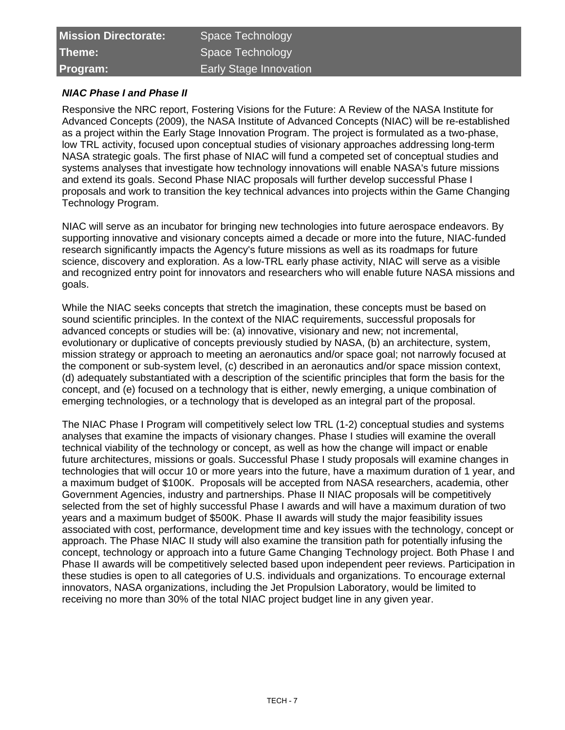| Mission Directorate: | Space Technology |
|---|---|
| Theme: | Space Technology |
| Program: | Early Stage Innovation |

***NIAC Phase I and Phase II***

Responsive the NRC report, Fostering Visions for the Future: A Review of the NASA Institute for Advanced Concepts (2009), the NASA Institute of Advanced Concepts (NIAC) will be re-established as a project within the Early Stage Innovation Program. The project is formulated as a two-phase, low TRL activity, focused upon conceptual studies of visionary approaches addressing long-term NASA strategic goals. The first phase of NIAC will fund a competed set of conceptual studies and systems analyses that investigate how technology innovations will enable NASA's future missions and extend its goals. Second Phase NIAC proposals will further develop successful Phase I proposals and work to transition the key technical advances into projects within the Game Changing Technology Program.

NIAC will serve as an incubator for bringing new technologies into future aerospace endeavors. By supporting innovative and visionary concepts aimed a decade or more into the future, NIAC-funded research significantly impacts the Agency's future missions as well as its roadmaps for future science, discovery and exploration. As a low-TRL early phase activity, NIAC will serve as a visible and recognized entry point for innovators and researchers who will enable future NASA missions and goals.

While the NIAC seeks concepts that stretch the imagination, these concepts must be based on sound scientific principles. In the context of the NIAC requirements, successful proposals for advanced concepts or studies will be: (a) innovative, visionary and new; not incremental, evolutionary or duplicative of concepts previously studied by NASA, (b) an architecture, system, mission strategy or approach to meeting an aeronautics and/or space goal; not narrowly focused at the component or sub-system level, (c) described in an aeronautics and/or space mission context, (d) adequately substantiated with a description of the scientific principles that form the basis for the concept, and (e) focused on a technology that is either, newly emerging, a unique combination of emerging technologies, or a technology that is developed as an integral part of the proposal.

The NIAC Phase I Program will competitively select low TRL (1-2) conceptual studies and systems analyses that examine the impacts of visionary changes. Phase I studies will examine the overall technical viability of the technology or concept, as well as how the change will impact or enable future architectures, missions or goals. Successful Phase I study proposals will examine changes in technologies that will occur 10 or more years into the future, have a maximum duration of 1 year, and a maximum budget of $100K. Proposals will be accepted from NASA researchers, academia, other Government Agencies, industry and partnerships. Phase II NIAC proposals will be competitively selected from the set of highly successful Phase I awards and will have a maximum duration of two years and a maximum budget of $500K. Phase II awards will study the major feasibility issues associated with cost, performance, development time and key issues with the technology, concept or approach. The Phase NIAC II study will also examine the transition path for potentially infusing the concept, technology or approach into a future Game Changing Technology project. Both Phase I and Phase II awards will be competitively selected based upon independent peer reviews. Participation in these studies is open to all categories of U.S. individuals and organizations. To encourage external innovators, NASA organizations, including the Jet Propulsion Laboratory, would be limited to receiving no more than 30% of the total NIAC project budget line in any given year.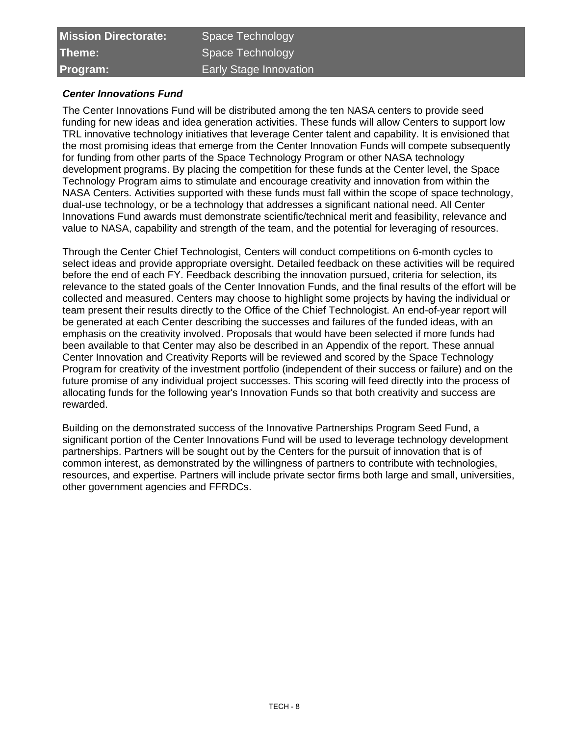| Mission Directorate: | Space Technology |
| --- | --- |
| Theme: | Space Technology |
| Program: | Early Stage Innovation |

***Center Innovations Fund***

The Center Innovations Fund will be distributed among the ten NASA centers to provide seed funding for new ideas and idea generation activities. These funds will allow Centers to support low TRL innovative technology initiatives that leverage Center talent and capability. It is envisioned that the most promising ideas that emerge from the Center Innovation Funds will compete subsequently for funding from other parts of the Space Technology Program or other NASA technology development programs. By placing the competition for these funds at the Center level, the Space Technology Program aims to stimulate and encourage creativity and innovation from within the NASA Centers. Activities supported with these funds must fall within the scope of space technology, dual-use technology, or be a technology that addresses a significant national need. All Center Innovations Fund awards must demonstrate scientific/technical merit and feasibility, relevance and value to NASA, capability and strength of the team, and the potential for leveraging of resources.

Through the Center Chief Technologist, Centers will conduct competitions on 6-month cycles to select ideas and provide appropriate oversight. Detailed feedback on these activities will be required before the end of each FY. Feedback describing the innovation pursued, criteria for selection, its relevance to the stated goals of the Center Innovation Funds, and the final results of the effort will be collected and measured. Centers may choose to highlight some projects by having the individual or team present their results directly to the Office of the Chief Technologist. An end-of-year report will be generated at each Center describing the successes and failures of the funded ideas, with an emphasis on the creativity involved. Proposals that would have been selected if more funds had been available to that Center may also be described in an Appendix of the report. These annual Center Innovation and Creativity Reports will be reviewed and scored by the Space Technology Program for creativity of the investment portfolio (independent of their success or failure) and on the future promise of any individual project successes. This scoring will feed directly into the process of allocating funds for the following year's Innovation Funds so that both creativity and success are rewarded.

Building on the demonstrated success of the Innovative Partnerships Program Seed Fund, a significant portion of the Center Innovations Fund will be used to leverage technology development partnerships. Partners will be sought out by the Centers for the pursuit of innovation that is of common interest, as demonstrated by the willingness of partners to contribute with technologies, resources, and expertise. Partners will include private sector firms both large and small, universities, other government agencies and FFRDCs.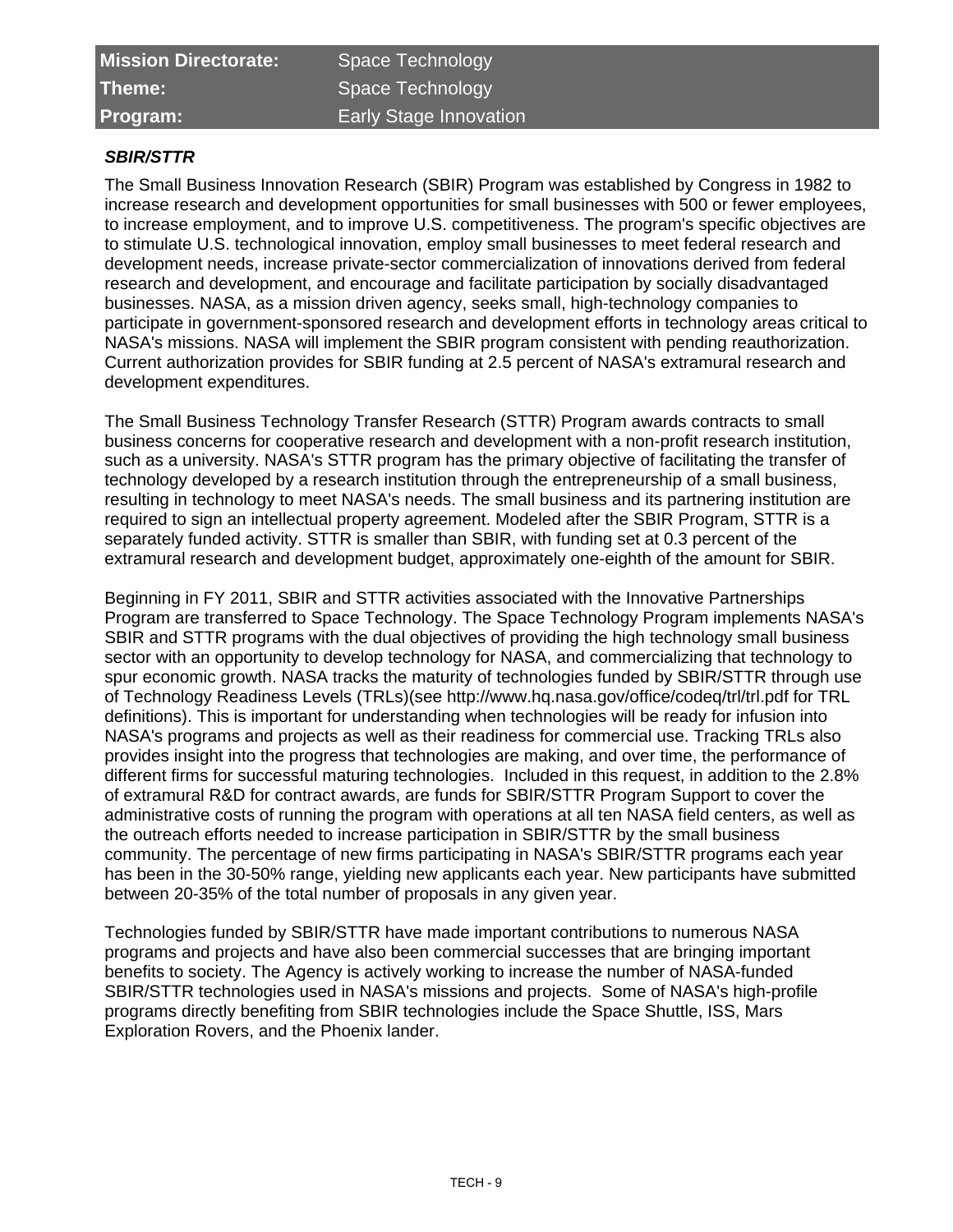| Mission Directorate: | Space Technology |
| --- | --- |
| Theme: | Space Technology |
| Program: | Early Stage Innovation |

### *SBIR/STTR*

The Small Business Innovation Research (SBIR) Program was established by Congress in 1982 to increase research and development opportunities for small businesses with 500 or fewer employees, to increase employment, and to improve U.S. competitiveness. The program's specific objectives are to stimulate U.S. technological innovation, employ small businesses to meet federal research and development needs, increase private-sector commercialization of innovations derived from federal research and development, and encourage and facilitate participation by socially disadvantaged businesses. NASA, as a mission driven agency, seeks small, high-technology companies to participate in government-sponsored research and development efforts in technology areas critical to NASA's missions. NASA will implement the SBIR program consistent with pending reauthorization. Current authorization provides for SBIR funding at 2.5 percent of NASA's extramural research and development expenditures.

The Small Business Technology Transfer Research (STTR) Program awards contracts to small business concerns for cooperative research and development with a non-profit research institution, such as a university. NASA's STTR program has the primary objective of facilitating the transfer of technology developed by a research institution through the entrepreneurship of a small business, resulting in technology to meet NASA's needs. The small business and its partnering institution are required to sign an intellectual property agreement. Modeled after the SBIR Program, STTR is a separately funded activity. STTR is smaller than SBIR, with funding set at 0.3 percent of the extramural research and development budget, approximately one-eighth of the amount for SBIR.

Beginning in FY 2011, SBIR and STTR activities associated with the Innovative Partnerships Program are transferred to Space Technology. The Space Technology Program implements NASA's SBIR and STTR programs with the dual objectives of providing the high technology small business sector with an opportunity to develop technology for NASA, and commercializing that technology to spur economic growth. NASA tracks the maturity of technologies funded by SBIR/STTR through use of Technology Readiness Levels (TRLs)(see http://www.hq.nasa.gov/office/codeq/trl/trl.pdf for TRL definitions). This is important for understanding when technologies will be ready for infusion into NASA's programs and projects as well as their readiness for commercial use. Tracking TRLs also provides insight into the progress that technologies are making, and over time, the performance of different firms for successful maturing technologies. Included in this request, in addition to the 2.8% of extramural R&D for contract awards, are funds for SBIR/STTR Program Support to cover the administrative costs of running the program with operations at all ten NASA field centers, as well as the outreach efforts needed to increase participation in SBIR/STTR by the small business community. The percentage of new firms participating in NASA's SBIR/STTR programs each year has been in the 30-50% range, yielding new applicants each year. New participants have submitted between 20-35% of the total number of proposals in any given year.

Technologies funded by SBIR/STTR have made important contributions to numerous NASA programs and projects and have also been commercial successes that are bringing important benefits to society. The Agency is actively working to increase the number of NASA-funded SBIR/STTR technologies used in NASA's missions and projects. Some of NASA's high-profile programs directly benefiting from SBIR technologies include the Space Shuttle, ISS, Mars Exploration Rovers, and the Phoenix lander.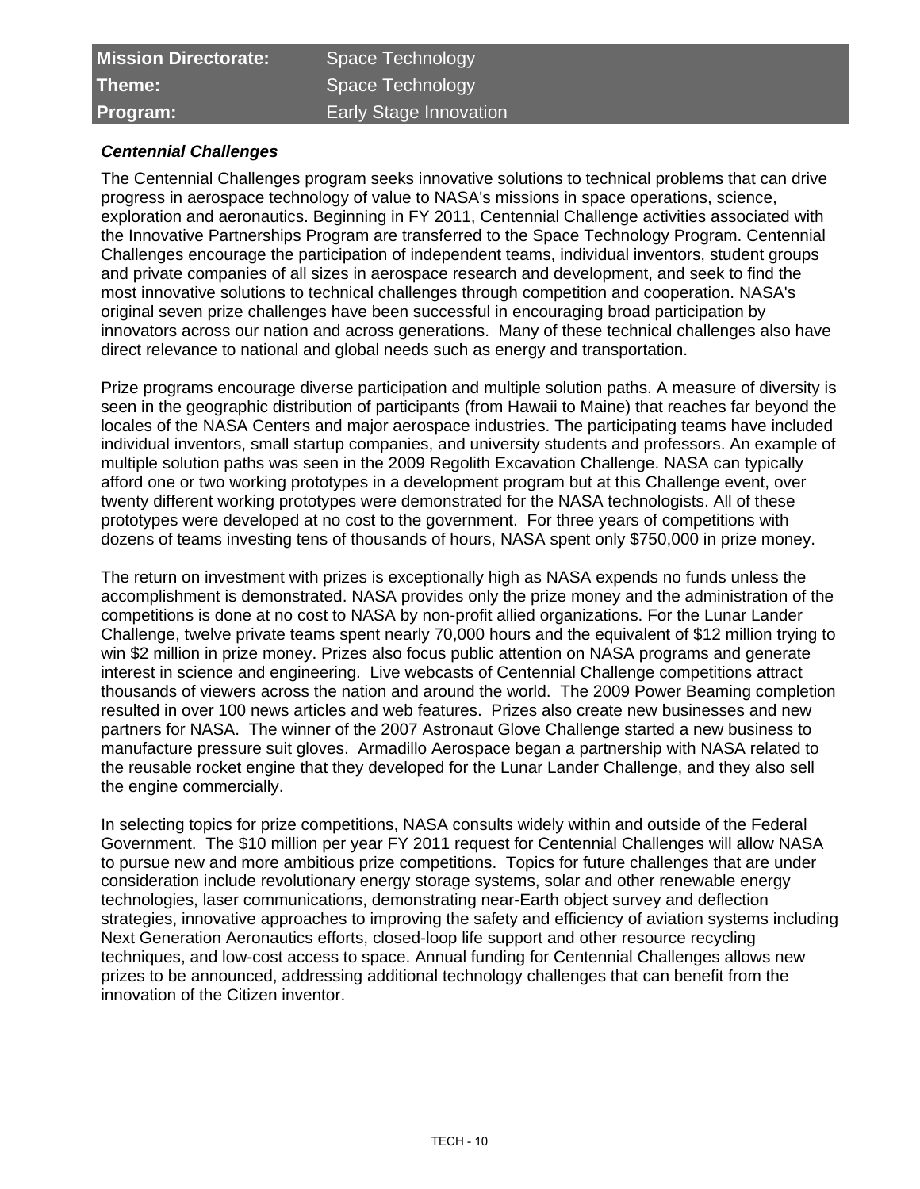| Mission Directorate: | Space Technology |
| --- | --- |
| Theme: | Space Technology |
| Program: | Early Stage Innovation |

### *Centennial Challenges*

The Centennial Challenges program seeks innovative solutions to technical problems that can drive progress in aerospace technology of value to NASA's missions in space operations, science, exploration and aeronautics. Beginning in FY 2011, Centennial Challenge activities associated with the Innovative Partnerships Program are transferred to the Space Technology Program. Centennial Challenges encourage the participation of independent teams, individual inventors, student groups and private companies of all sizes in aerospace research and development, and seek to find the most innovative solutions to technical challenges through competition and cooperation. NASA's original seven prize challenges have been successful in encouraging broad participation by innovators across our nation and across generations. Many of these technical challenges also have direct relevance to national and global needs such as energy and transportation.

Prize programs encourage diverse participation and multiple solution paths. A measure of diversity is seen in the geographic distribution of participants (from Hawaii to Maine) that reaches far beyond the locales of the NASA Centers and major aerospace industries. The participating teams have included individual inventors, small startup companies, and university students and professors. An example of multiple solution paths was seen in the 2009 Regolith Excavation Challenge. NASA can typically afford one or two working prototypes in a development program but at this Challenge event, over twenty different working prototypes were demonstrated for the NASA technologists. All of these prototypes were developed at no cost to the government. For three years of competitions with dozens of teams investing tens of thousands of hours, NASA spent only $750,000 in prize money.

The return on investment with prizes is exceptionally high as NASA expends no funds unless the accomplishment is demonstrated. NASA provides only the prize money and the administration of the competitions is done at no cost to NASA by non-profit allied organizations. For the Lunar Lander Challenge, twelve private teams spent nearly 70,000 hours and the equivalent of $12 million trying to win $2 million in prize money. Prizes also focus public attention on NASA programs and generate interest in science and engineering. Live webcasts of Centennial Challenge competitions attract thousands of viewers across the nation and around the world. The 2009 Power Beaming completion resulted in over 100 news articles and web features. Prizes also create new businesses and new partners for NASA. The winner of the 2007 Astronaut Glove Challenge started a new business to manufacture pressure suit gloves. Armadillo Aerospace began a partnership with NASA related to the reusable rocket engine that they developed for the Lunar Lander Challenge, and they also sell the engine commercially.

In selecting topics for prize competitions, NASA consults widely within and outside of the Federal Government. The $10 million per year FY 2011 request for Centennial Challenges will allow NASA to pursue new and more ambitious prize competitions. Topics for future challenges that are under consideration include revolutionary energy storage systems, solar and other renewable energy technologies, laser communications, demonstrating near-Earth object survey and deflection strategies, innovative approaches to improving the safety and efficiency of aviation systems including Next Generation Aeronautics efforts, closed-loop life support and other resource recycling techniques, and low-cost access to space. Annual funding for Centennial Challenges allows new prizes to be announced, addressing additional technology challenges that can benefit from the innovation of the Citizen inventor.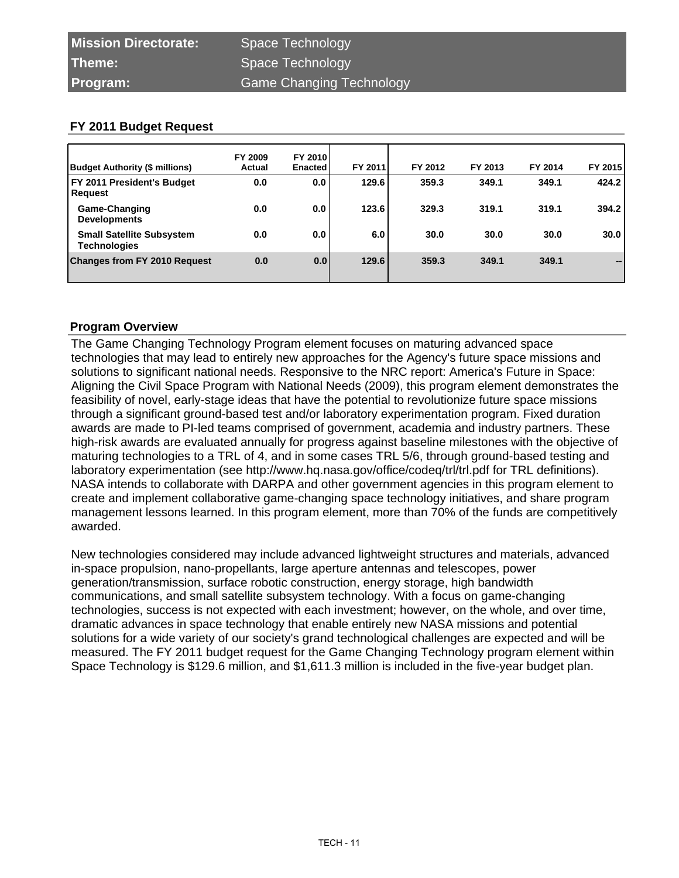| **Mission Directorate:** | Space Technology |
|---|---|
| **Theme:** | Space Technology |
| **Program:** | Game Changing Technology |

## FY 2011 Budget Request

| Budget Authority ($ millions) | FY 2009 Actual | FY 2010 Enacted | FY 2011 | FY 2012 | FY 2013 | FY 2014 | FY 2015 |
|---|---|---|---|---|---|---|---|
| **FY 2011 President's Budget Request** | 0.0 | 0.0 | 129.6 | 359.3 | 349.1 | 349.1 | 424.2 |
| **Game-Changing Developments** | 0.0 | 0.0 | 123.6 | 329.3 | 319.1 | 319.1 | 394.2 |
| **Small Satellite Subsystem Technologies** | 0.0 | 0.0 | 6.0 | 30.0 | 30.0 | 30.0 | 30.0 |
| **Changes from FY 2010 Request** | 0.0 | 0.0 | 129.6 | 359.3 | 349.1 | 349.1 | -- |

## Program Overview

The Game Changing Technology Program element focuses on maturing advanced space technologies that may lead to entirely new approaches for the Agency's future space missions and solutions to significant national needs. Responsive to the NRC report: America's Future in Space: Aligning the Civil Space Program with National Needs (2009), this program element demonstrates the feasibility of novel, early-stage ideas that have the potential to revolutionize future space missions through a significant ground-based test and/or laboratory experimentation program. Fixed duration awards are made to PI-led teams comprised of government, academia and industry partners. These high-risk awards are evaluated annually for progress against baseline milestones with the objective of maturing technologies to a TRL of 4, and in some cases TRL 5/6, through ground-based testing and laboratory experimentation (see http://www.hq.nasa.gov/office/codeq/trl/trl.pdf for TRL definitions). NASA intends to collaborate with DARPA and other government agencies in this program element to create and implement collaborative game-changing space technology initiatives, and share program management lessons learned. In this program element, more than 70% of the funds are competitively awarded.

New technologies considered may include advanced lightweight structures and materials, advanced in-space propulsion, nano-propellants, large aperture antennas and telescopes, power generation/transmission, surface robotic construction, energy storage, high bandwidth communications, and small satellite subsystem technology. With a focus on game-changing technologies, success is not expected with each investment; however, on the whole, and over time, dramatic advances in space technology that enable entirely new NASA missions and potential solutions for a wide variety of our society's grand technological challenges are expected and will be measured. The FY 2011 budget request for the Game Changing Technology program element within Space Technology is $129.6 million, and $1,611.3 million is included in the five-year budget plan.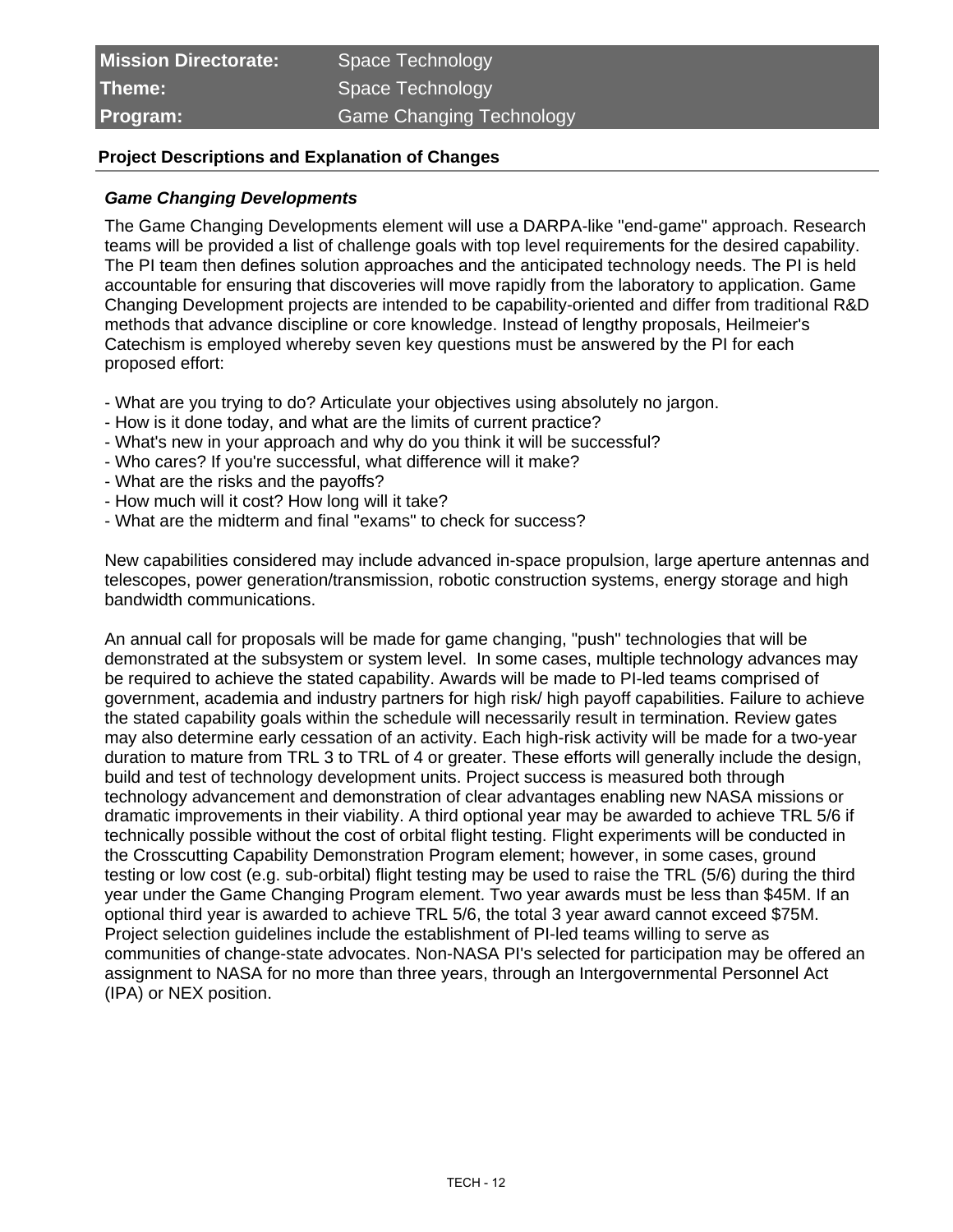| Mission Directorate: | Space Technology |
| --- | --- |
| Theme: | Space Technology |
| Program: | Game Changing Technology |

## Project Descriptions and Explanation of Changes

### *Game Changing Developments*

The Game Changing Developments element will use a DARPA-like "end-game" approach. Research teams will be provided a list of challenge goals with top level requirements for the desired capability. The PI team then defines solution approaches and the anticipated technology needs. The PI is held accountable for ensuring that discoveries will move rapidly from the laboratory to application. Game Changing Development projects are intended to be capability-oriented and differ from traditional R&D methods that advance discipline or core knowledge. Instead of lengthy proposals, Heilmeier's Catechism is employed whereby seven key questions must be answered by the PI for each proposed effort:

- What are you trying to do? Articulate your objectives using absolutely no jargon.
- How is it done today, and what are the limits of current practice?
- What's new in your approach and why do you think it will be successful?
- Who cares? If you're successful, what difference will it make?
- What are the risks and the payoffs?
- How much will it cost? How long will it take?
- What are the midterm and final "exams" to check for success?

New capabilities considered may include advanced in-space propulsion, large aperture antennas and telescopes, power generation/transmission, robotic construction systems, energy storage and high bandwidth communications.

An annual call for proposals will be made for game changing, "push" technologies that will be demonstrated at the subsystem or system level. In some cases, multiple technology advances may be required to achieve the stated capability. Awards will be made to PI-led teams comprised of government, academia and industry partners for high risk/ high payoff capabilities. Failure to achieve the stated capability goals within the schedule will necessarily result in termination. Review gates may also determine early cessation of an activity. Each high-risk activity will be made for a two-year duration to mature from TRL 3 to TRL of 4 or greater. These efforts will generally include the design, build and test of technology development units. Project success is measured both through technology advancement and demonstration of clear advantages enabling new NASA missions or dramatic improvements in their viability. A third optional year may be awarded to achieve TRL 5/6 if technically possible without the cost of orbital flight testing. Flight experiments will be conducted in the Crosscutting Capability Demonstration Program element; however, in some cases, ground testing or low cost (e.g. sub-orbital) flight testing may be used to raise the TRL (5/6) during the third year under the Game Changing Program element. Two year awards must be less than $45M. If an optional third year is awarded to achieve TRL 5/6, the total 3 year award cannot exceed $75M. Project selection guidelines include the establishment of PI-led teams willing to serve as communities of change-state advocates. Non-NASA PI's selected for participation may be offered an assignment to NASA for no more than three years, through an Intergovernmental Personnel Act (IPA) or NEX position.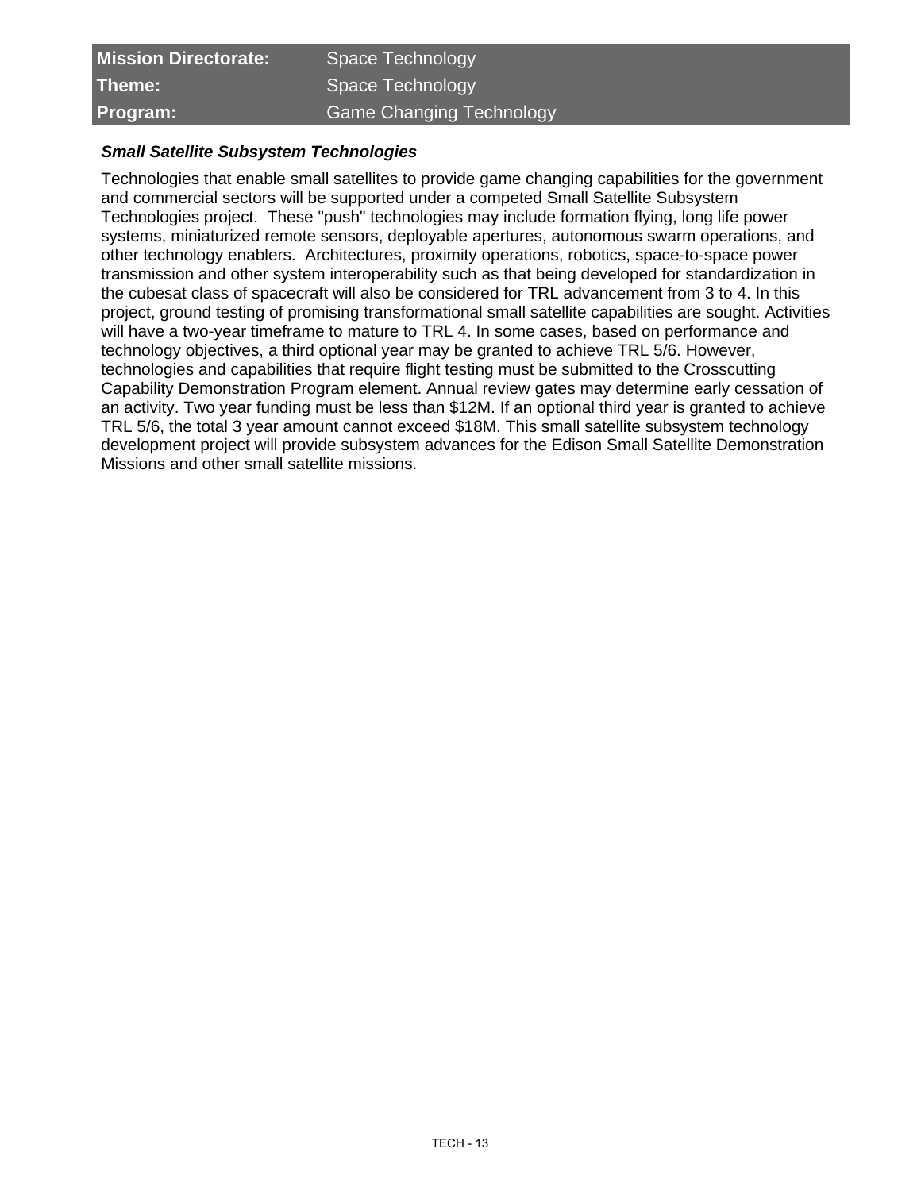| Mission Directorate: | Space Technology |
| --- | --- |
| Theme: | Space Technology |
| Program: | Game Changing Technology |

***Small Satellite Subsystem Technologies***

Technologies that enable small satellites to provide game changing capabilities for the government and commercial sectors will be supported under a competed Small Satellite Subsystem Technologies project. These "push" technologies may include formation flying, long life power systems, miniaturized remote sensors, deployable apertures, autonomous swarm operations, and other technology enablers. Architectures, proximity operations, robotics, space-to-space power transmission and other system interoperability such as that being developed for standardization in the cubesat class of spacecraft will also be considered for TRL advancement from 3 to 4. In this project, ground testing of promising transformational small satellite capabilities are sought. Activities will have a two-year timeframe to mature to TRL 4. In some cases, based on performance and technology objectives, a third optional year may be granted to achieve TRL 5/6. However, technologies and capabilities that require flight testing must be submitted to the Crosscutting Capability Demonstration Program element. Annual review gates may determine early cessation of an activity. Two year funding must be less than $12M. If an optional third year is granted to achieve TRL 5/6, the total 3 year amount cannot exceed $18M. This small satellite subsystem technology development project will provide subsystem advances for the Edison Small Satellite Demonstration Missions and other small satellite missions.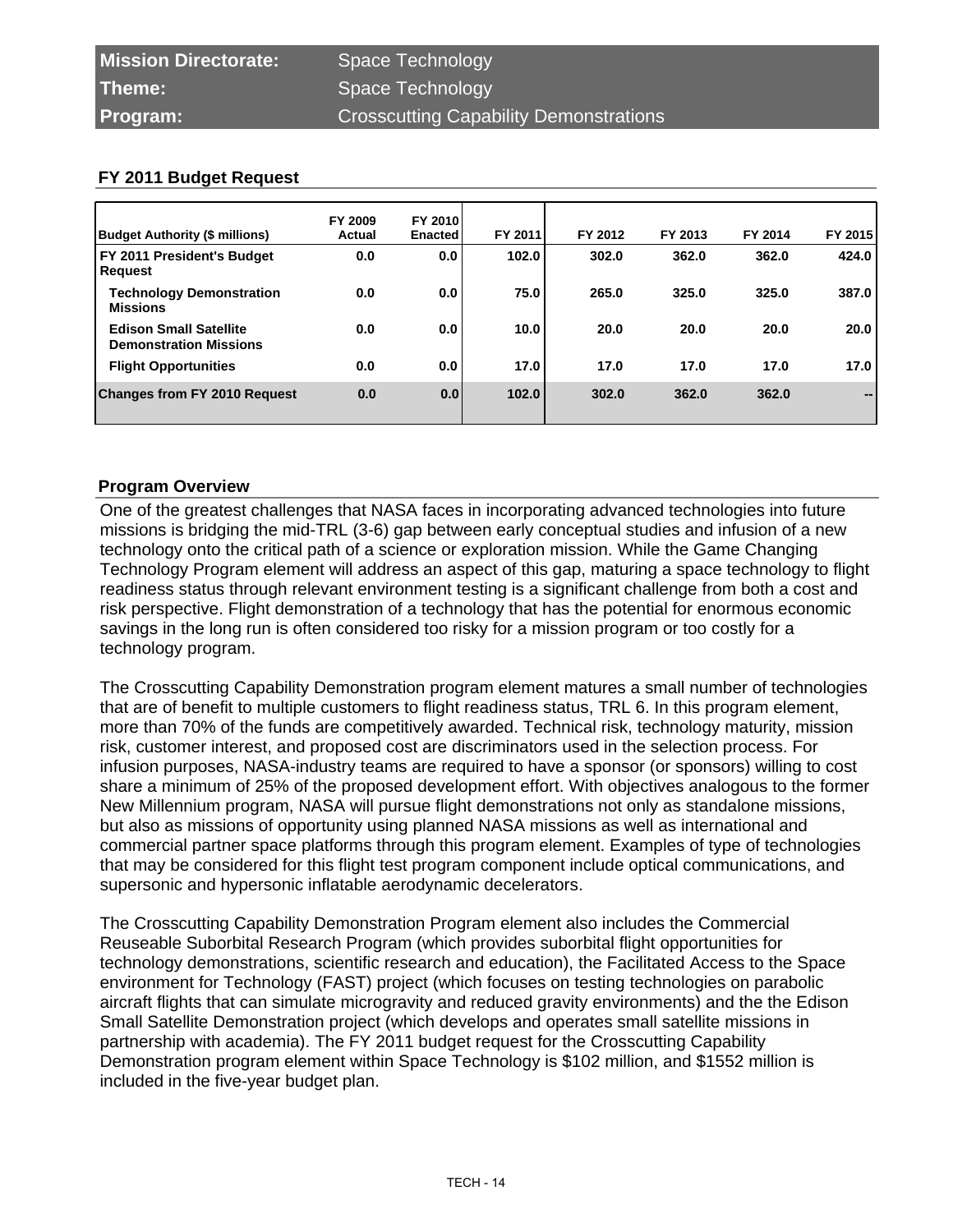| Mission Directorate: | Space Technology |
|---|---|
| Theme: | Space Technology |
| Program: | Crosscutting Capability Demonstrations |

## FY 2011 Budget Request

| Budget Authority ($ millions) | FY 2009 Actual | FY 2010 Enacted | FY 2011 | FY 2012 | FY 2013 | FY 2014 | FY 2015 |
|---|---|---|---|---|---|---|---|
| **FY 2011 President's Budget Request** | 0.0 | 0.0 | 102.0 | 302.0 | 362.0 | 362.0 | 424.0 |
| **Technology Demonstration Missions** | 0.0 | 0.0 | 75.0 | 265.0 | 325.0 | 325.0 | 387.0 |
| **Edison Small Satellite Demonstration Missions** | 0.0 | 0.0 | 10.0 | 20.0 | 20.0 | 20.0 | 20.0 |
| **Flight Opportunities** | 0.0 | 0.0 | 17.0 | 17.0 | 17.0 | 17.0 | 17.0 |
| **Changes from FY 2010 Request** | 0.0 | 0.0 | 102.0 | 302.0 | 362.0 | 362.0 | -- |

## Program Overview

One of the greatest challenges that NASA faces in incorporating advanced technologies into future missions is bridging the mid-TRL (3-6) gap between early conceptual studies and infusion of a new technology onto the critical path of a science or exploration mission. While the Game Changing Technology Program element will address an aspect of this gap, maturing a space technology to flight readiness status through relevant environment testing is a significant challenge from both a cost and risk perspective. Flight demonstration of a technology that has the potential for enormous economic savings in the long run is often considered too risky for a mission program or too costly for a technology program.

The Crosscutting Capability Demonstration program element matures a small number of technologies that are of benefit to multiple customers to flight readiness status, TRL 6. In this program element, more than 70% of the funds are competitively awarded. Technical risk, technology maturity, mission risk, customer interest, and proposed cost are discriminators used in the selection process. For infusion purposes, NASA-industry teams are required to have a sponsor (or sponsors) willing to cost share a minimum of 25% of the proposed development effort. With objectives analogous to the former New Millennium program, NASA will pursue flight demonstrations not only as standalone missions, but also as missions of opportunity using planned NASA missions as well as international and commercial partner space platforms through this program element. Examples of type of technologies that may be considered for this flight test program component include optical communications, and supersonic and hypersonic inflatable aerodynamic decelerators.

The Crosscutting Capability Demonstration Program element also includes the Commercial Reuseable Suborbital Research Program (which provides suborbital flight opportunities for technology demonstrations, scientific research and education), the Facilitated Access to the Space environment for Technology (FAST) project (which focuses on testing technologies on parabolic aircraft flights that can simulate microgravity and reduced gravity environments) and the the Edison Small Satellite Demonstration project (which develops and operates small satellite missions in partnership with academia). The FY 2011 budget request for the Crosscutting Capability Demonstration program element within Space Technology is $102 million, and $1552 million is included in the five-year budget plan.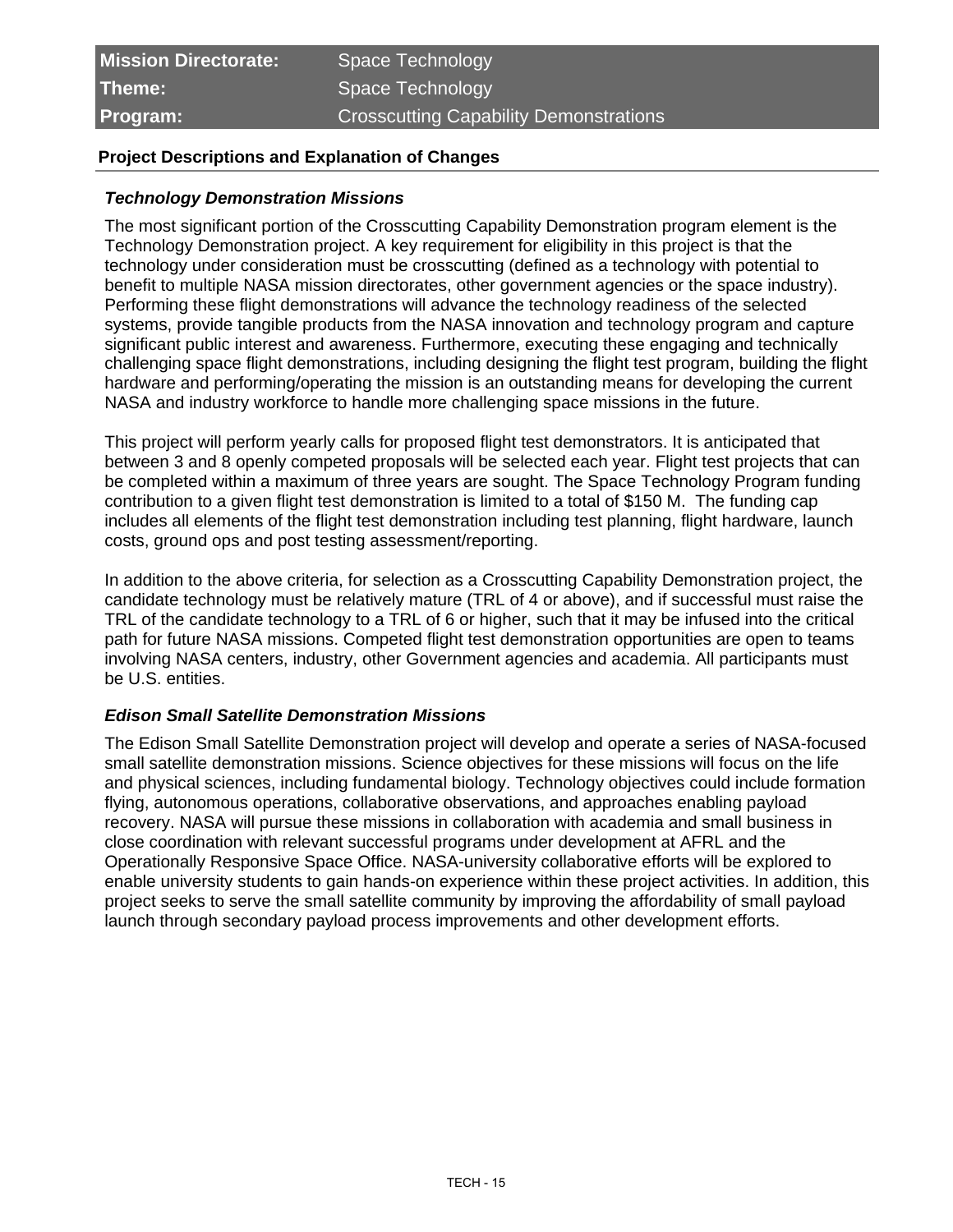| **Mission Directorate:** | Space Technology |
|---|---|
| **Theme:** | Space Technology |
| **Program:** | Crosscutting Capability Demonstrations |

## Project Descriptions and Explanation of Changes

### *Technology Demonstration Missions*

The most significant portion of the Crosscutting Capability Demonstration program element is the Technology Demonstration project. A key requirement for eligibility in this project is that the technology under consideration must be crosscutting (defined as a technology with potential to benefit to multiple NASA mission directorates, other government agencies or the space industry). Performing these flight demonstrations will advance the technology readiness of the selected systems, provide tangible products from the NASA innovation and technology program and capture significant public interest and awareness. Furthermore, executing these engaging and technically challenging space flight demonstrations, including designing the flight test program, building the flight hardware and performing/operating the mission is an outstanding means for developing the current NASA and industry workforce to handle more challenging space missions in the future.

This project will perform yearly calls for proposed flight test demonstrators. It is anticipated that between 3 and 8 openly competed proposals will be selected each year. Flight test projects that can be completed within a maximum of three years are sought. The Space Technology Program funding contribution to a given flight test demonstration is limited to a total of $150 M. The funding cap includes all elements of the flight test demonstration including test planning, flight hardware, launch costs, ground ops and post testing assessment/reporting.

In addition to the above criteria, for selection as a Crosscutting Capability Demonstration project, the candidate technology must be relatively mature (TRL of 4 or above), and if successful must raise the TRL of the candidate technology to a TRL of 6 or higher, such that it may be infused into the critical path for future NASA missions. Competed flight test demonstration opportunities are open to teams involving NASA centers, industry, other Government agencies and academia. All participants must be U.S. entities.

### *Edison Small Satellite Demonstration Missions*

The Edison Small Satellite Demonstration project will develop and operate a series of NASA-focused small satellite demonstration missions. Science objectives for these missions will focus on the life and physical sciences, including fundamental biology. Technology objectives could include formation flying, autonomous operations, collaborative observations, and approaches enabling payload recovery. NASA will pursue these missions in collaboration with academia and small business in close coordination with relevant successful programs under development at AFRL and the Operationally Responsive Space Office. NASA-university collaborative efforts will be explored to enable university students to gain hands-on experience within these project activities. In addition, this project seeks to serve the small satellite community by improving the affordability of small payload launch through secondary payload process improvements and other development efforts.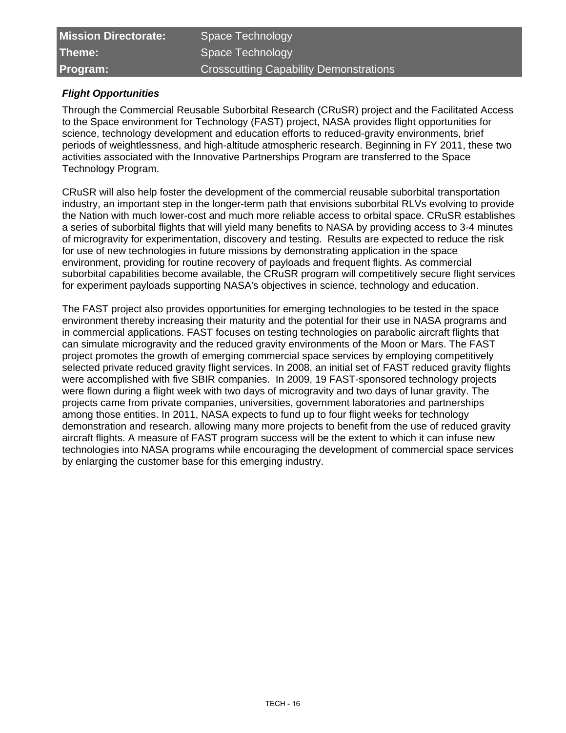| Mission Directorate: | Space Technology |
| --- | --- |
| Theme: | Space Technology |
| Program: | Crosscutting Capability Demonstrations |

***Flight Opportunities***

Through the Commercial Reusable Suborbital Research (CRuSR) project and the Facilitated Access to the Space environment for Technology (FAST) project, NASA provides flight opportunities for science, technology development and education efforts to reduced-gravity environments, brief periods of weightlessness, and high-altitude atmospheric research. Beginning in FY 2011, these two activities associated with the Innovative Partnerships Program are transferred to the Space Technology Program.

CRuSR will also help foster the development of the commercial reusable suborbital transportation industry, an important step in the longer-term path that envisions suborbital RLVs evolving to provide the Nation with much lower-cost and much more reliable access to orbital space. CRuSR establishes a series of suborbital flights that will yield many benefits to NASA by providing access to 3-4 minutes of microgravity for experimentation, discovery and testing. Results are expected to reduce the risk for use of new technologies in future missions by demonstrating application in the space environment, providing for routine recovery of payloads and frequent flights. As commercial suborbital capabilities become available, the CRuSR program will competitively secure flight services for experiment payloads supporting NASA's objectives in science, technology and education.

The FAST project also provides opportunities for emerging technologies to be tested in the space environment thereby increasing their maturity and the potential for their use in NASA programs and in commercial applications. FAST focuses on testing technologies on parabolic aircraft flights that can simulate microgravity and the reduced gravity environments of the Moon or Mars. The FAST project promotes the growth of emerging commercial space services by employing competitively selected private reduced gravity flight services. In 2008, an initial set of FAST reduced gravity flights were accomplished with five SBIR companies. In 2009, 19 FAST-sponsored technology projects were flown during a flight week with two days of microgravity and two days of lunar gravity. The projects came from private companies, universities, government laboratories and partnerships among those entities. In 2011, NASA expects to fund up to four flight weeks for technology demonstration and research, allowing many more projects to benefit from the use of reduced gravity aircraft flights. A measure of FAST program success will be the extent to which it can infuse new technologies into NASA programs while encouraging the development of commercial space services by enlarging the customer base for this emerging industry.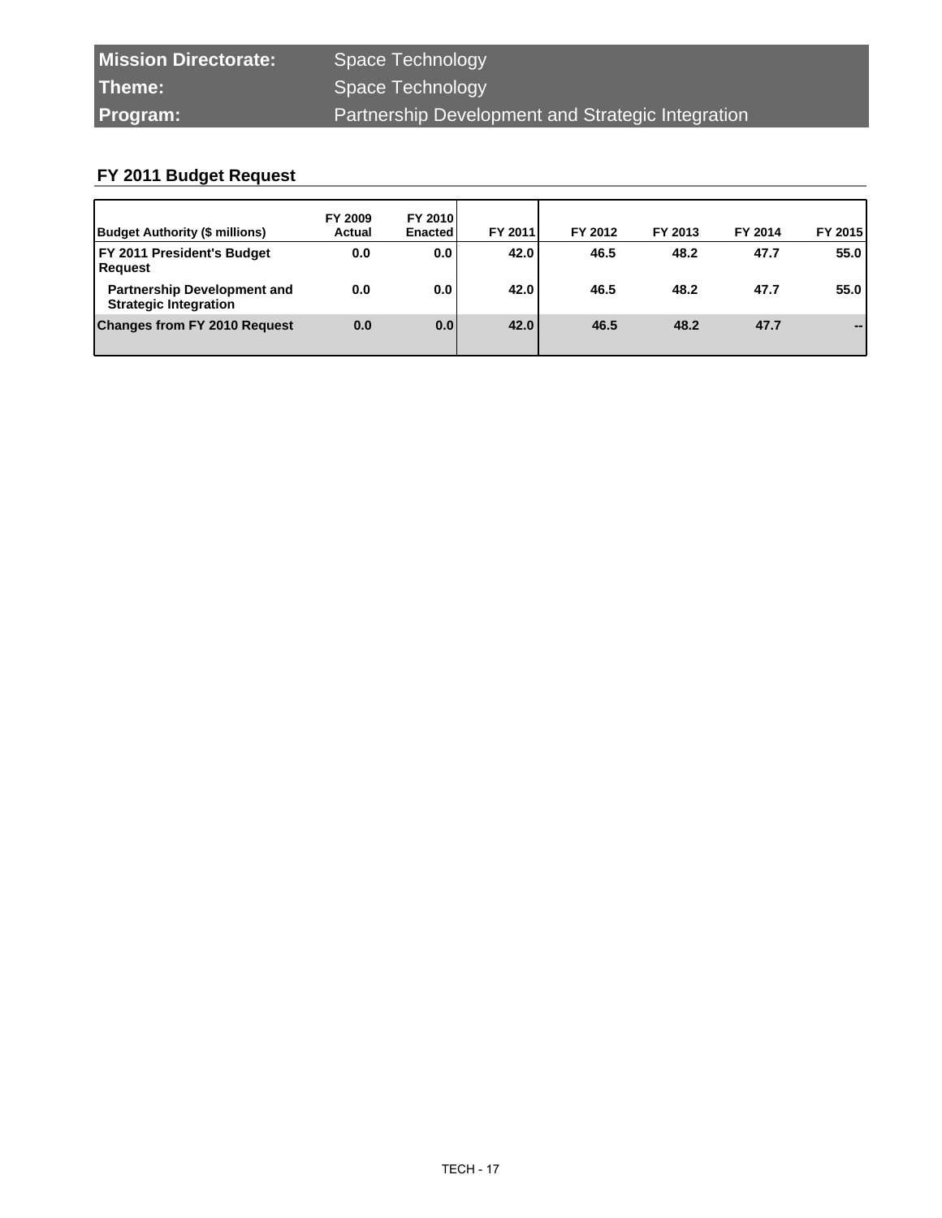| **Mission Directorate:** | Space Technology |
|---|---|
| **Theme:** | Space Technology |
| **Program:** | Partnership Development and Strategic Integration |

## FY 2011 Budget Request

| Budget Authority ($ millions) | FY 2009 Actual | FY 2010 Enacted | FY 2011 | FY 2012 | FY 2013 | FY 2014 | FY 2015 |
|---|---|---|---|---|---|---|---|
| **FY 2011 President's Budget Request** | **0.0** | **0.0** | **42.0** | **46.5** | **48.2** | **47.7** | **55.0** |
| **Partnership Development and Strategic Integration** | **0.0** | **0.0** | **42.0** | **46.5** | **48.2** | **47.7** | **55.0** |
| **Changes from FY 2010 Request** | **0.0** | **0.0** | **42.0** | **46.5** | **48.2** | **47.7** | **--** |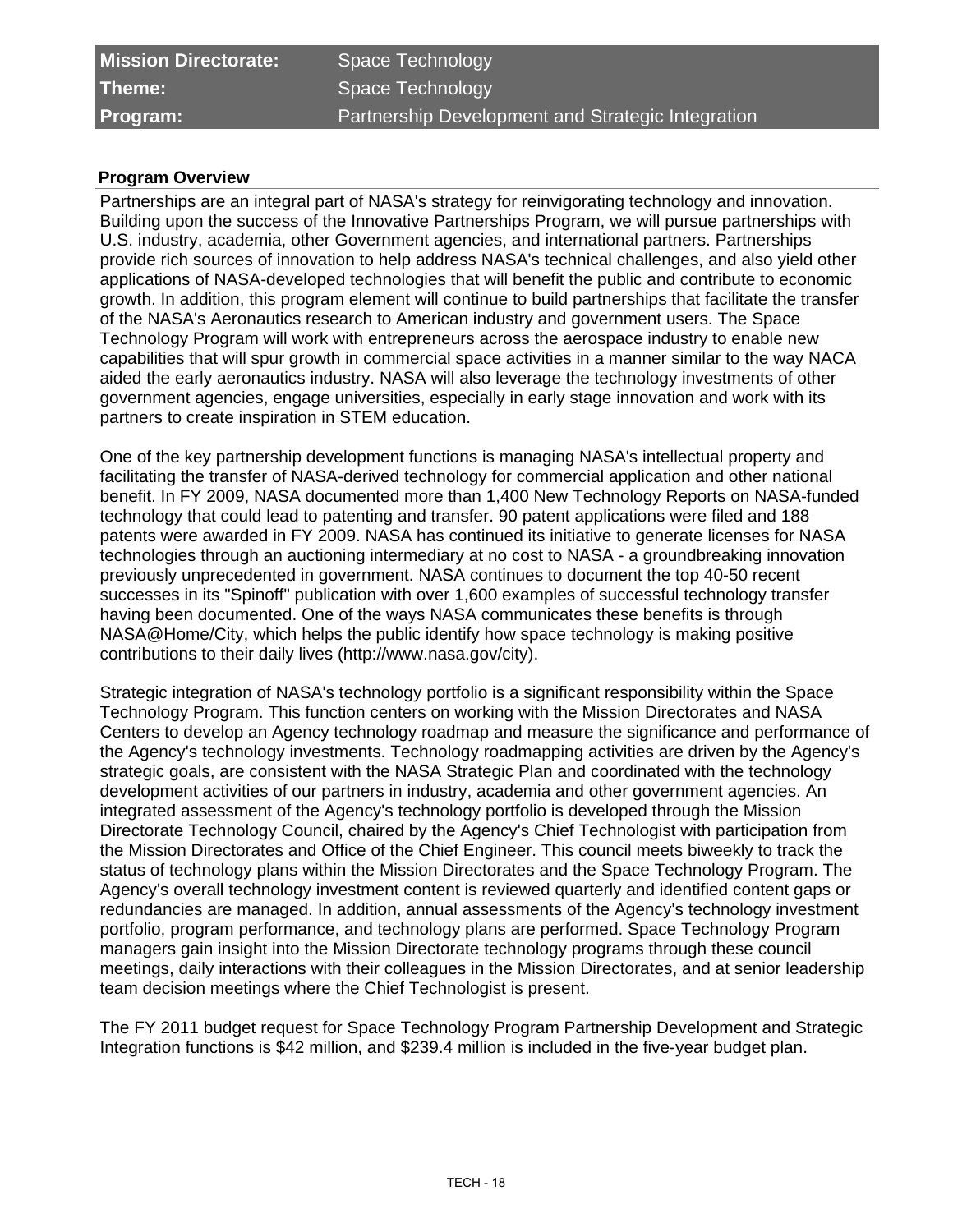| | |
|---|---|
| **Mission Directorate:** | Space Technology |
| **Theme:** | Space Technology |
| **Program:** | Partnership Development and Strategic Integration |

## Program Overview

Partnerships are an integral part of NASA's strategy for reinvigorating technology and innovation. Building upon the success of the Innovative Partnerships Program, we will pursue partnerships with U.S. industry, academia, other Government agencies, and international partners. Partnerships provide rich sources of innovation to help address NASA's technical challenges, and also yield other applications of NASA-developed technologies that will benefit the public and contribute to economic growth. In addition, this program element will continue to build partnerships that facilitate the transfer of the NASA's Aeronautics research to American industry and government users. The Space Technology Program will work with entrepreneurs across the aerospace industry to enable new capabilities that will spur growth in commercial space activities in a manner similar to the way NACA aided the early aeronautics industry. NASA will also leverage the technology investments of other government agencies, engage universities, especially in early stage innovation and work with its partners to create inspiration in STEM education.

One of the key partnership development functions is managing NASA's intellectual property and facilitating the transfer of NASA-derived technology for commercial application and other national benefit. In FY 2009, NASA documented more than 1,400 New Technology Reports on NASA-funded technology that could lead to patenting and transfer. 90 patent applications were filed and 188 patents were awarded in FY 2009. NASA has continued its initiative to generate licenses for NASA technologies through an auctioning intermediary at no cost to NASA - a groundbreaking innovation previously unprecedented in government. NASA continues to document the top 40-50 recent successes in its "Spinoff" publication with over 1,600 examples of successful technology transfer having been documented. One of the ways NASA communicates these benefits is through NASA@Home/City, which helps the public identify how space technology is making positive contributions to their daily lives (http://www.nasa.gov/city).

Strategic integration of NASA's technology portfolio is a significant responsibility within the Space Technology Program. This function centers on working with the Mission Directorates and NASA Centers to develop an Agency technology roadmap and measure the significance and performance of the Agency's technology investments. Technology roadmapping activities are driven by the Agency's strategic goals, are consistent with the NASA Strategic Plan and coordinated with the technology development activities of our partners in industry, academia and other government agencies. An integrated assessment of the Agency's technology portfolio is developed through the Mission Directorate Technology Council, chaired by the Agency's Chief Technologist with participation from the Mission Directorates and Office of the Chief Engineer. This council meets biweekly to track the status of technology plans within the Mission Directorates and the Space Technology Program. The Agency's overall technology investment content is reviewed quarterly and identified content gaps or redundancies are managed. In addition, annual assessments of the Agency's technology investment portfolio, program performance, and technology plans are performed. Space Technology Program managers gain insight into the Mission Directorate technology programs through these council meetings, daily interactions with their colleagues in the Mission Directorates, and at senior leadership team decision meetings where the Chief Technologist is present.

The FY 2011 budget request for Space Technology Program Partnership Development and Strategic Integration functions is $42 million, and $239.4 million is included in the five-year budget plan.